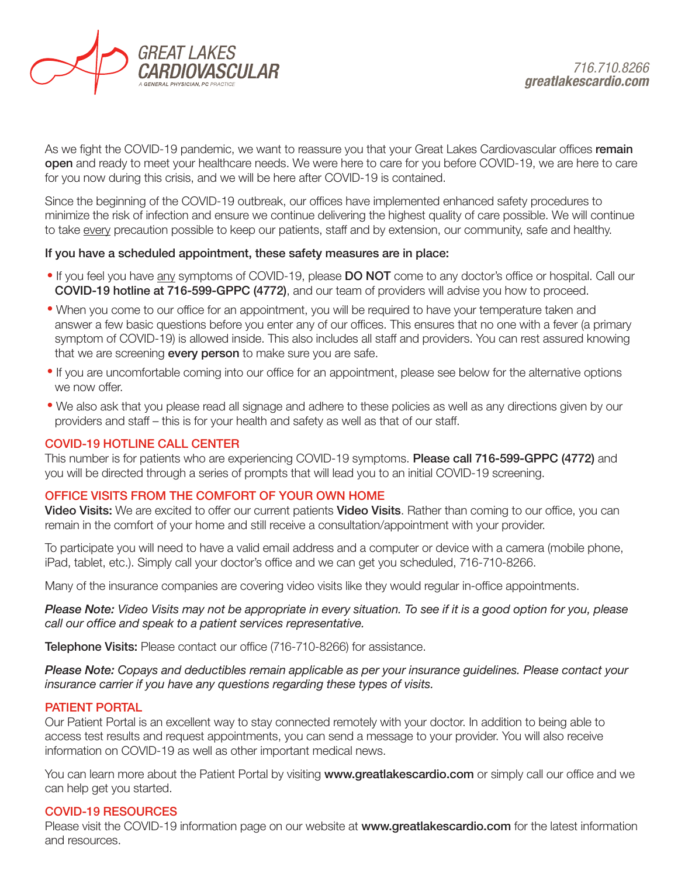GREAT LAKES CARDIOVASCULAR
A GENERAL PHYSICIAN, PC PRACTICE

716.710.8266
**greatlakescardio.com**

As we fight the COVID-19 pandemic, we want to reassure you that your Great Lakes Cardiovascular offices **remain open** and ready to meet your healthcare needs. We were here to care for you before COVID-19, we are here to care for you now during this crisis, and we will be here after COVID-19 is contained.

Since the beginning of the COVID-19 outbreak, our offices have implemented enhanced safety procedures to minimize the risk of infection and ensure we continue delivering the highest quality of care possible. We will continue to take every precaution possible to keep our patients, staff and by extension, our community, safe and healthy.

**If you have a scheduled appointment, these safety measures are in place:**

- If you feel you have any symptoms of COVID-19, please **DO NOT** come to any doctor's office or hospital. Call our **COVID-19 hotline at 716-599-GPPC (4772)**, and our team of providers will advise you how to proceed.
- When you come to our office for an appointment, you will be required to have your temperature taken and answer a few basic questions before you enter any of our offices. This ensures that no one with a fever (a primary symptom of COVID-19) is allowed inside. This also includes all staff and providers. You can rest assured knowing that we are screening **every person** to make sure you are safe.
- If you are uncomfortable coming into our office for an appointment, please see below for the alternative options we now offer.
- We also ask that you please read all signage and adhere to these policies as well as any directions given by our providers and staff – this is for your health and safety as well as that of our staff.

## COVID-19 HOTLINE CALL CENTER

This number is for patients who are experiencing COVID-19 symptoms. **Please call 716-599-GPPC (4772)** and you will be directed through a series of prompts that will lead you to an initial COVID-19 screening.

## OFFICE VISITS FROM THE COMFORT OF YOUR OWN HOME

**Video Visits:** We are excited to offer our current patients **Video Visits**. Rather than coming to our office, you can remain in the comfort of your home and still receive a consultation/appointment with your provider.

To participate you will need to have a valid email address and a computer or device with a camera (mobile phone, iPad, tablet, etc.). Simply call your doctor's office and we can get you scheduled, 716-710-8266.

Many of the insurance companies are covering video visits like they would regular in-office appointments.

*Please Note: Video Visits may not be appropriate in every situation. To see if it is a good option for you, please call our office and speak to a patient services representative.*

**Telephone Visits:** Please contact our office (716-710-8266) for assistance.

*Please Note: Copays and deductibles remain applicable as per your insurance guidelines. Please contact your insurance carrier if you have any questions regarding these types of visits.*

## PATIENT PORTAL

Our Patient Portal is an excellent way to stay connected remotely with your doctor. In addition to being able to access test results and request appointments, you can send a message to your provider. You will also receive information on COVID-19 as well as other important medical news.

You can learn more about the Patient Portal by visiting **www.greatlakescardio.com** or simply call our office and we can help get you started.

## COVID-19 RESOURCES

Please visit the COVID-19 information page on our website at **www.greatlakescardio.com** for the latest information and resources.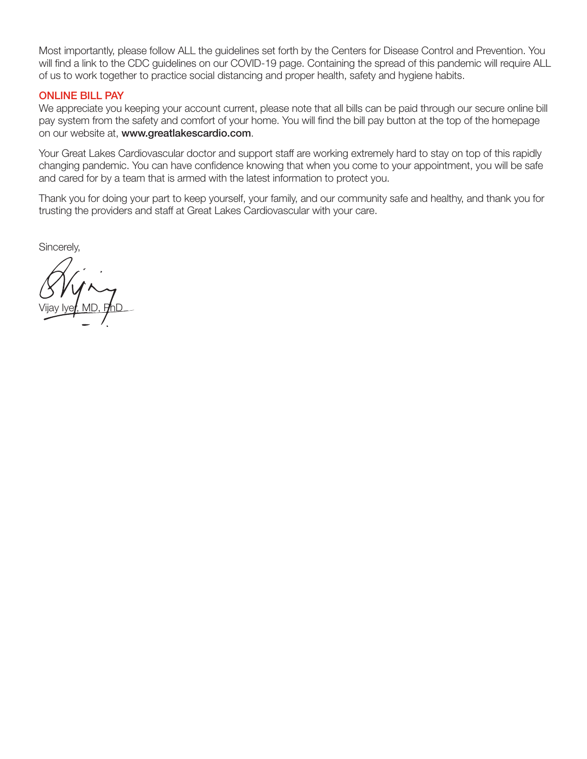Most importantly, please follow ALL the guidelines set forth by the Centers for Disease Control and Prevention. You will find a link to the CDC guidelines on our COVID-19 page. Containing the spread of this pandemic will require ALL of us to work together to practice social distancing and proper health, safety and hygiene habits.

## ONLINE BILL PAY

We appreciate you keeping your account current, please note that all bills can be paid through our secure online bill pay system from the safety and comfort of your home. You will find the bill pay button at the top of the homepage on our website at, **www.greatlakescardio.com**.

Your Great Lakes Cardiovascular doctor and support staff are working extremely hard to stay on top of this rapidly changing pandemic. You can have confidence knowing that when you come to your appointment, you will be safe and cared for by a team that is armed with the latest information to protect you.

Thank you for doing your part to keep yourself, your family, and our community safe and healthy, and thank you for trusting the providers and staff at Great Lakes Cardiovascular with your care.

Sincerely,

Vijay Iyer, MD, PhD